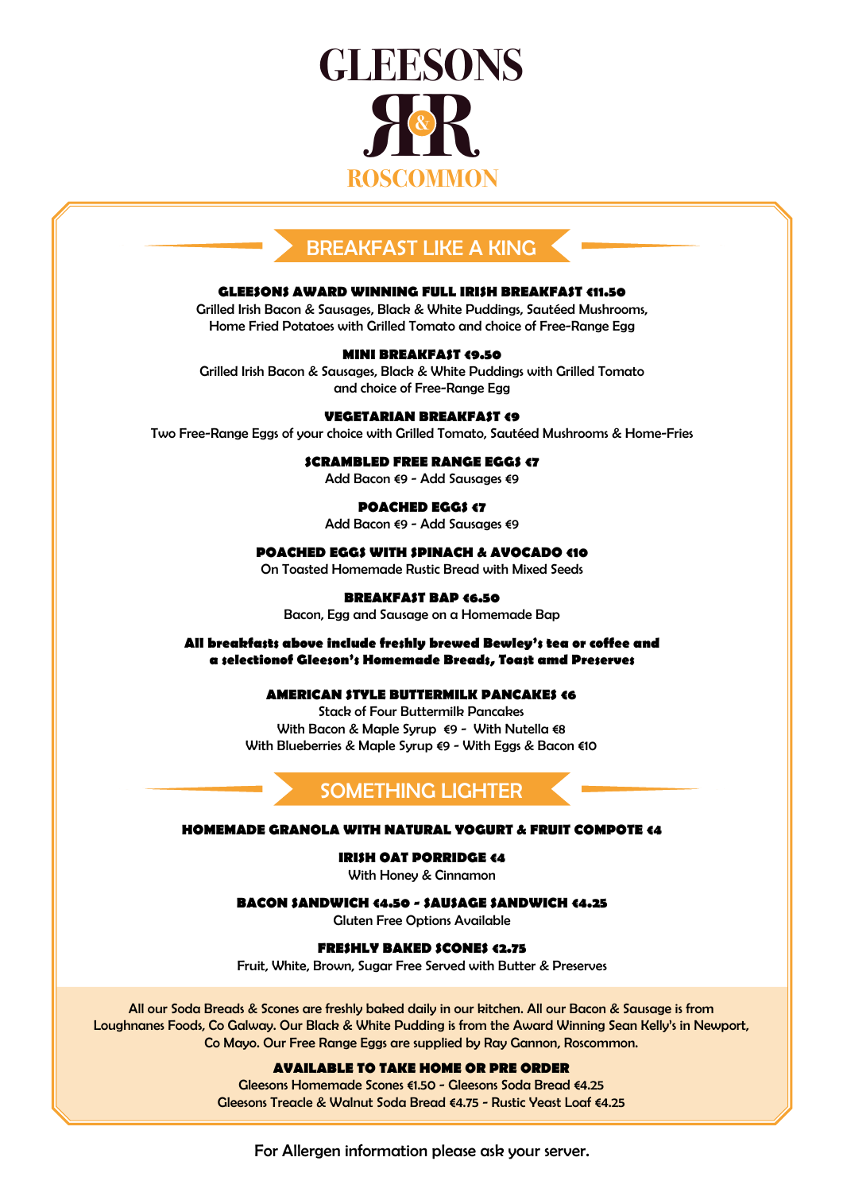# GLEESONS

# R&R

## ROSCOMMON

## BREAKFAST LIKE A KING

**GLEESONS AWARD WINNING FULL IRISH BREAKFAST €11.50**
Grilled Irish Bacon & Sausages, Black & White Puddings, Sautéed Mushrooms, Home Fried Potatoes with Grilled Tomato and choice of Free-Range Egg

**MINI BREAKFAST €9.50**
Grilled Irish Bacon & Sausages, Black & White Puddings with Grilled Tomato and choice of Free-Range Egg

**VEGETARIAN BREAKFAST €9**
Two Free-Range Eggs of your choice with Grilled Tomato, Sautéed Mushrooms & Home-Fries

**SCRAMBLED FREE RANGE EGGS €7**
Add Bacon €9 - Add Sausages €9

**POACHED EGGS €7**
Add Bacon €9 - Add Sausages €9

**POACHED EGGS WITH SPINACH & AVOCADO €10**
On Toasted Homemade Rustic Bread with Mixed Seeds

**BREAKFAST BAP €6.50**
Bacon, Egg and Sausage on a Homemade Bap

**All breakfasts above include freshly brewed Bewley's tea or coffee and a selectionof Gleeson's Homemade Breads, Toast amd Preserves**

**AMERICAN STYLE BUTTERMILK PANCAKES €6**
Stack of Four Buttermilk Pancakes
With Bacon & Maple Syrup €9 - With Nutella €8
With Blueberries & Maple Syrup €9 - With Eggs & Bacon €10

## SOMETHING LIGHTER

**HOMEMADE GRANOLA WITH NATURAL YOGURT & FRUIT COMPOTE €4**

**IRISH OAT PORRIDGE €4**
With Honey & Cinnamon

**BACON SANDWICH €4.50 - SAUSAGE SANDWICH €4.25**
Gluten Free Options Available

**FRESHLY BAKED SCONES €2.75**
Fruit, White, Brown, Sugar Free Served with Butter & Preserves

All our Soda Breads & Scones are freshly baked daily in our kitchen. All our Bacon & Sausage is from Loughnanes Foods, Co Galway. Our Black & White Pudding is from the Award Winning Sean Kelly's in Newport, Co Mayo. Our Free Range Eggs are supplied by Ray Gannon, Roscommon.

**AVAILABLE TO TAKE HOME OR PRE ORDER**
Gleesons Homemade Scones €1.50 - Gleesons Soda Bread €4.25
Gleesons Treacle & Walnut Soda Bread €4.75 - Rustic Yeast Loaf €4.25

For Allergen information please ask your server.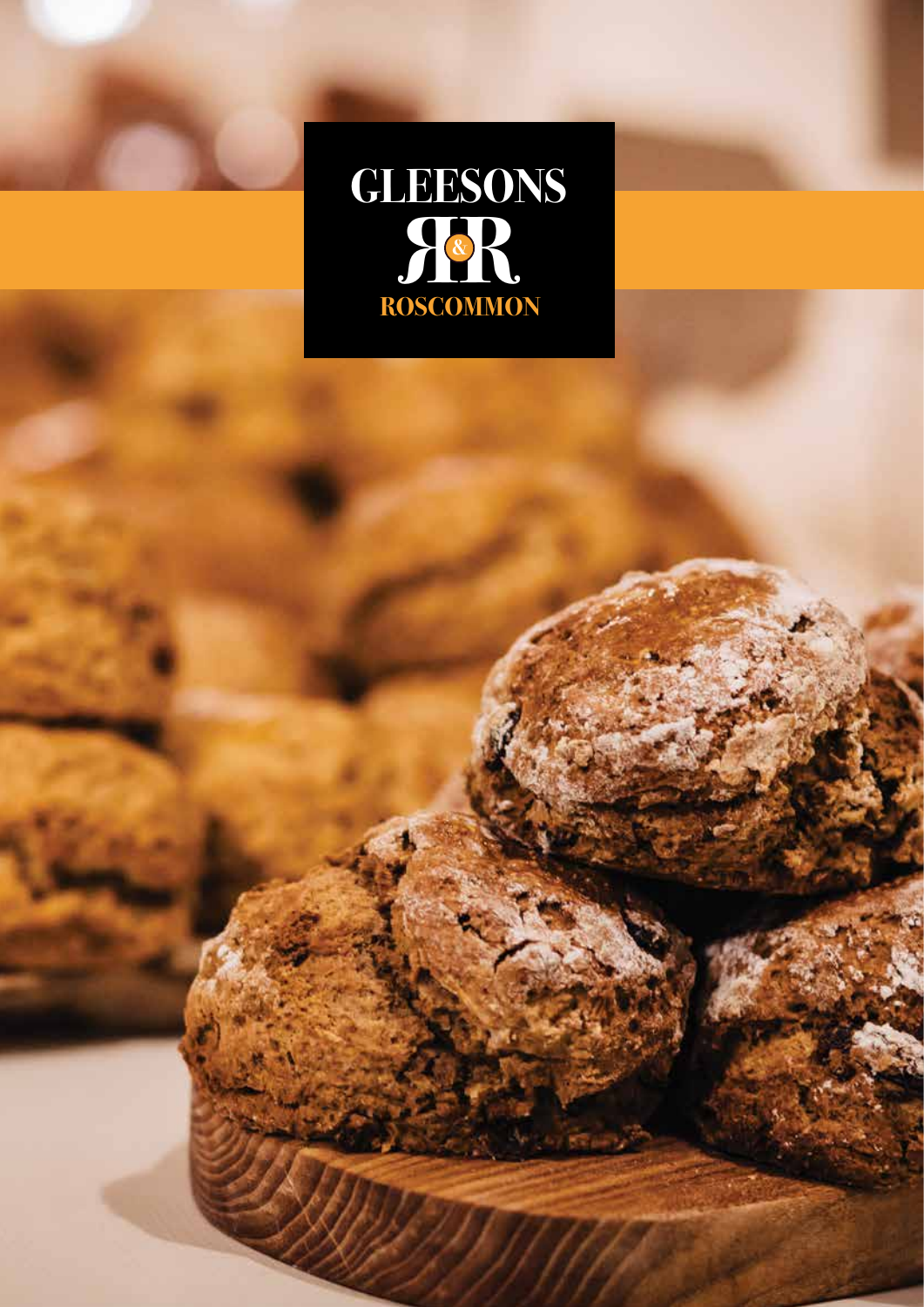GLEESONS

R&R

ROSCOMMON